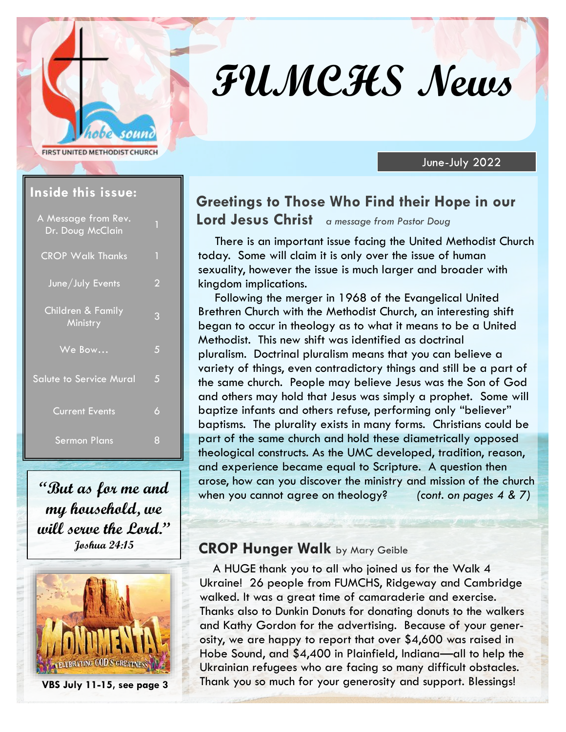FIRST UNITED METHODIST CHURCH

# FUMCHS News

June-July 2022

## Inside this issue:

| | |
|---|---|
| A Message from Rev. Dr. Doug McClain | 1 |
| CROP Walk Thanks | 1 |
| June/July Events | 2 |
| Children & Family Ministry | 3 |
| We Bow… | 5 |
| Salute to Service Mural | 5 |
| Current Events | 6 |
| Sermon Plans | 8 |

**"But as for me and my household, we will serve the Lord."**
*Joshua 24:15*

**VBS July 11-15, see page 3**

## Greetings to Those Who Find their Hope in our Lord Jesus Christ *a message from Pastor Doug*

There is an important issue facing the United Methodist Church today. Some will claim it is only over the issue of human sexuality, however the issue is much larger and broader with kingdom implications.

Following the merger in 1968 of the Evangelical United Brethren Church with the Methodist Church, an interesting shift began to occur in theology as to what it means to be a United Methodist. This new shift was identified as doctrinal pluralism. Doctrinal pluralism means that you can believe a variety of things, even contradictory things and still be a part of the same church. People may believe Jesus was the Son of God and others may hold that Jesus was simply a prophet. Some will baptize infants and others refuse, performing only "believer" baptisms. The plurality exists in many forms. Christians could be part of the same church and hold these diametrically opposed theological constructs. As the UMC developed, tradition, reason, and experience became equal to Scripture. A question then arose, how can you discover the ministry and mission of the church when you cannot agree on theology? *(cont. on pages 4 & 7)*

## CROP Hunger Walk by Mary Geible

A HUGE thank you to all who joined us for the Walk 4 Ukraine! 26 people from FUMCHS, Ridgeway and Cambridge walked. It was a great time of camaraderie and exercise. Thanks also to Dunkin Donuts for donating donuts to the walkers and Kathy Gordon for the advertising. Because of your generosity, we are happy to report that over $4,600 was raised in Hobe Sound, and $4,400 in Plainfield, Indiana—all to help the Ukrainian refugees who are facing so many difficult obstacles. Thank you so much for your generosity and support. Blessings!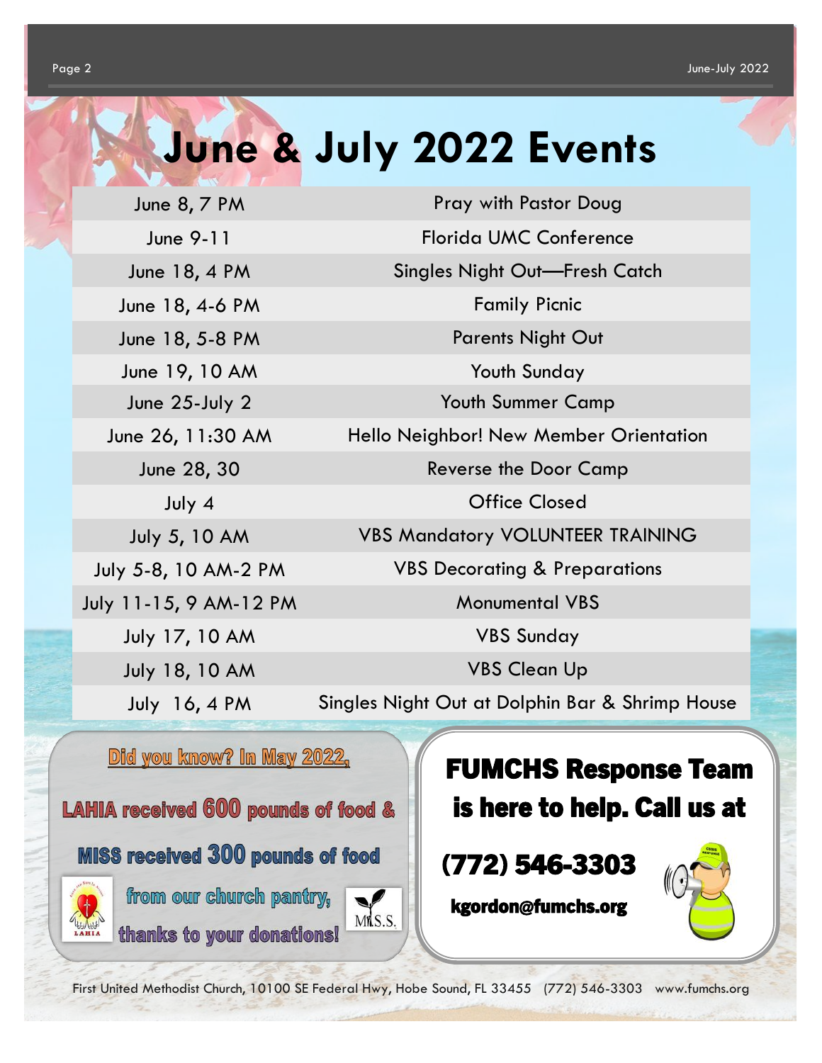# June & July 2022 Events

| Date | Event |
|---|---|
| June 8, 7 PM | Pray with Pastor Doug |
| June 9-11 | Florida UMC Conference |
| June 18, 4 PM | Singles Night Out—Fresh Catch |
| June 18, 4-6 PM | Family Picnic |
| June 18, 5-8 PM | Parents Night Out |
| June 19, 10 AM | Youth Sunday |
| June 25-July 2 | Youth Summer Camp |
| June 26, 11:30 AM | Hello Neighbor! New Member Orientation |
| June 28, 30 | Reverse the Door Camp |
| July 4 | Office Closed |
| July 5, 10 AM | VBS Mandatory VOLUNTEER TRAINING |
| July 5-8, 10 AM-2 PM | VBS Decorating & Preparations |
| July 11-15, 9 AM-12 PM | Monumental VBS |
| July 17, 10 AM | VBS Sunday |
| July 18, 10 AM | VBS Clean Up |
| July 16, 4 PM | Singles Night Out at Dolphin Bar & Shrimp House |

**Did you know? In May 2022,**

**LAHIA received 600 pounds of food & MISS received 300 pounds of food from our church pantry, thanks to your donations!**

## FUMCHS Response Team is here to help. Call us at

## (772) 546-3303

**kgordon@fumchs.org**

First United Methodist Church, 10100 SE Federal Hwy, Hobe Sound, FL 33455 (772) 546-3303 www.fumchs.org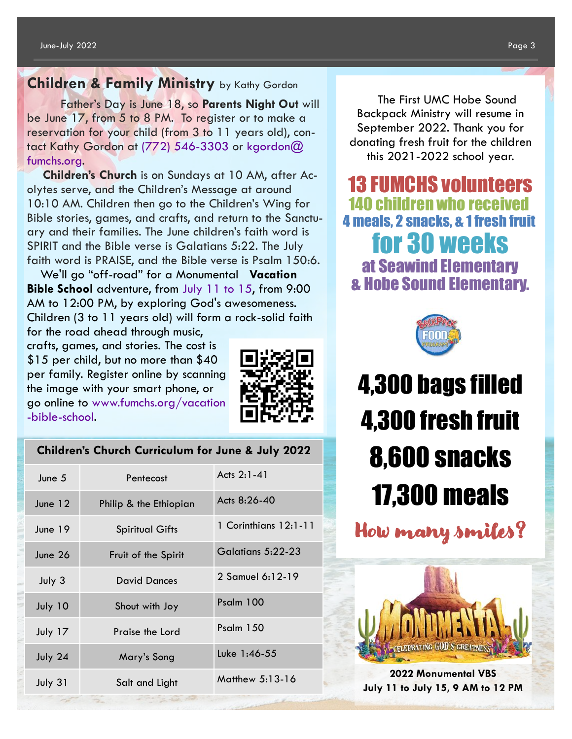## Children & Family Ministry by Kathy Gordon

Father's Day is June 18, so **Parents Night Out** will be June 17, from 5 to 8 PM. To register or to make a reservation for your child (from 3 to 11 years old), contact Kathy Gordon at (772) 546-3303 or kgordon@fumchs.org.

**Children's Church** is on Sundays at 10 AM, after Acolytes serve, and the Children's Message at around 10:10 AM. Children then go to the Children's Wing for Bible stories, games, and crafts, and return to the Sanctuary and their families. The June children's faith word is SPIRIT and the Bible verse is Galatians 5:22. The July faith word is PRAISE, and the Bible verse is Psalm 150:6.

We'll go "off-road" for a Monumental **Vacation Bible School** adventure, from July 11 to 15, from 9:00 AM to 12:00 PM, by exploring God's awesomeness. Children (3 to 11 years old) will form a rock-solid faith for the road ahead through music, crafts, games, and stories. The cost is $15 per child, but no more than $40 per family. Register online by scanning the image with your smart phone, or go online to www.fumchs.org/vacation-bible-school.

| Children's Church Curriculum for June & July 2022 | | |
|---|---|---|
| June 5 | Pentecost | Acts 2:1-41 |
| June 12 | Philip & the Ethiopian | Acts 8:26-40 |
| June 19 | Spiritual Gifts | 1 Corinthians 12:1-11 |
| June 26 | Fruit of the Spirit | Galatians 5:22-23 |
| July 3 | David Dances | 2 Samuel 6:12-19 |
| July 10 | Shout with Joy | Psalm 100 |
| July 17 | Praise the Lord | Psalm 150 |
| July 24 | Mary's Song | Luke 1:46-55 |
| July 31 | Salt and Light | Matthew 5:13-16 |

The First UMC Hobe Sound Backpack Ministry will resume in September 2022. Thank you for donating fresh fruit for the children this 2021-2022 school year.

**13 FUMCHS volunteers**
**140 children who received**
**4 meals, 2 snacks, & 1 fresh fruit**
**for 30 weeks**
**at Seawind Elementary & Hobe Sound Elementary.**

**4,300 bags filled**
**4,300 fresh fruit**
**8,600 snacks**
**17,300 meals**

*How many smiles?*

**2022 Monumental VBS**
**July 11 to July 15, 9 AM to 12 PM**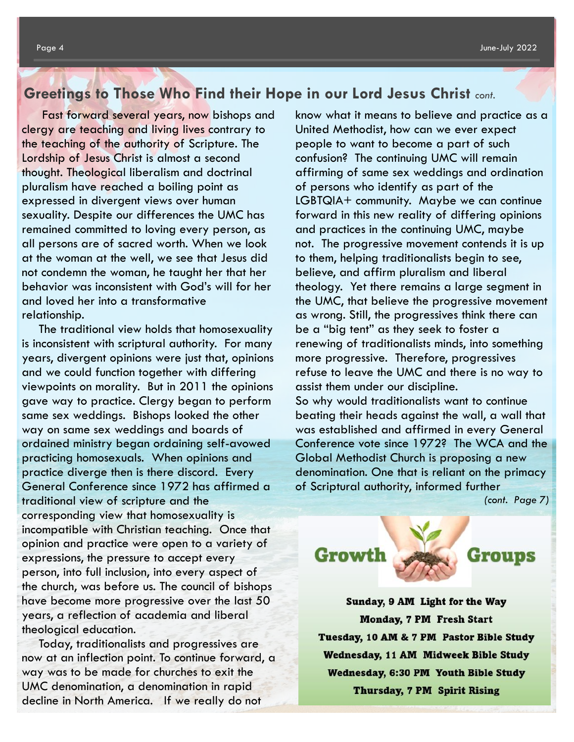## Greetings to Those Who Find their Hope in our Lord Jesus Christ *cont.*

Fast forward several years, now bishops and clergy are teaching and living lives contrary to the teaching of the authority of Scripture. The Lordship of Jesus Christ is almost a second thought. Theological liberalism and doctrinal pluralism have reached a boiling point as expressed in divergent views over human sexuality. Despite our differences the UMC has remained committed to loving every person, as all persons are of sacred worth. When we look at the woman at the well, we see that Jesus did not condemn the woman, he taught her that her behavior was inconsistent with God's will for her and loved her into a transformative relationship.

The traditional view holds that homosexuality is inconsistent with scriptural authority. For many years, divergent opinions were just that, opinions and we could function together with differing viewpoints on morality. But in 2011 the opinions gave way to practice. Clergy began to perform same sex weddings. Bishops looked the other way on same sex weddings and boards of ordained ministry began ordaining self-avowed practicing homosexuals. When opinions and practice diverge then is there discord. Every General Conference since 1972 has affirmed a traditional view of scripture and the corresponding view that homosexuality is incompatible with Christian teaching. Once that opinion and practice were open to a variety of expressions, the pressure to accept every person, into full inclusion, into every aspect of the church, was before us. The council of bishops have become more progressive over the last 50 years, a reflection of academia and liberal theological education.

Today, traditionalists and progressives are now at an inflection point. To continue forward, a way was to be made for churches to exit the UMC denomination, a denomination in rapid decline in North America. If we really do not know what it means to believe and practice as a United Methodist, how can we ever expect people to want to become a part of such confusion? The continuing UMC will remain affirming of same sex weddings and ordination of persons who identify as part of the LGBTQIA+ community. Maybe we can continue forward in this new reality of differing opinions and practices in the continuing UMC, maybe not. The progressive movement contends it is up to them, helping traditionalists begin to see, believe, and affirm pluralism and liberal theology. Yet there remains a large segment in the UMC, that believe the progressive movement as wrong. Still, the progressives think there can be a "big tent" as they seek to foster a renewing of traditionalists minds, into something more progressive. Therefore, progressives refuse to leave the UMC and there is no way to assist them under our discipline.

So why would traditionalists want to continue beating their heads against the wall, a wall that was established and affirmed in every General Conference vote since 1972? The WCA and the Global Methodist Church is proposing a new denomination. One that is reliant on the primacy of Scriptural authority, informed further

*(cont. Page 7)*

## Growth Groups

**Sunday, 9 AM Light for the Way**
**Monday, 7 PM Fresh Start**
**Tuesday, 10 AM & 7 PM Pastor Bible Study**
**Wednesday, 11 AM Midweek Bible Study**
**Wednesday, 6:30 PM Youth Bible Study**
**Thursday, 7 PM Spirit Rising**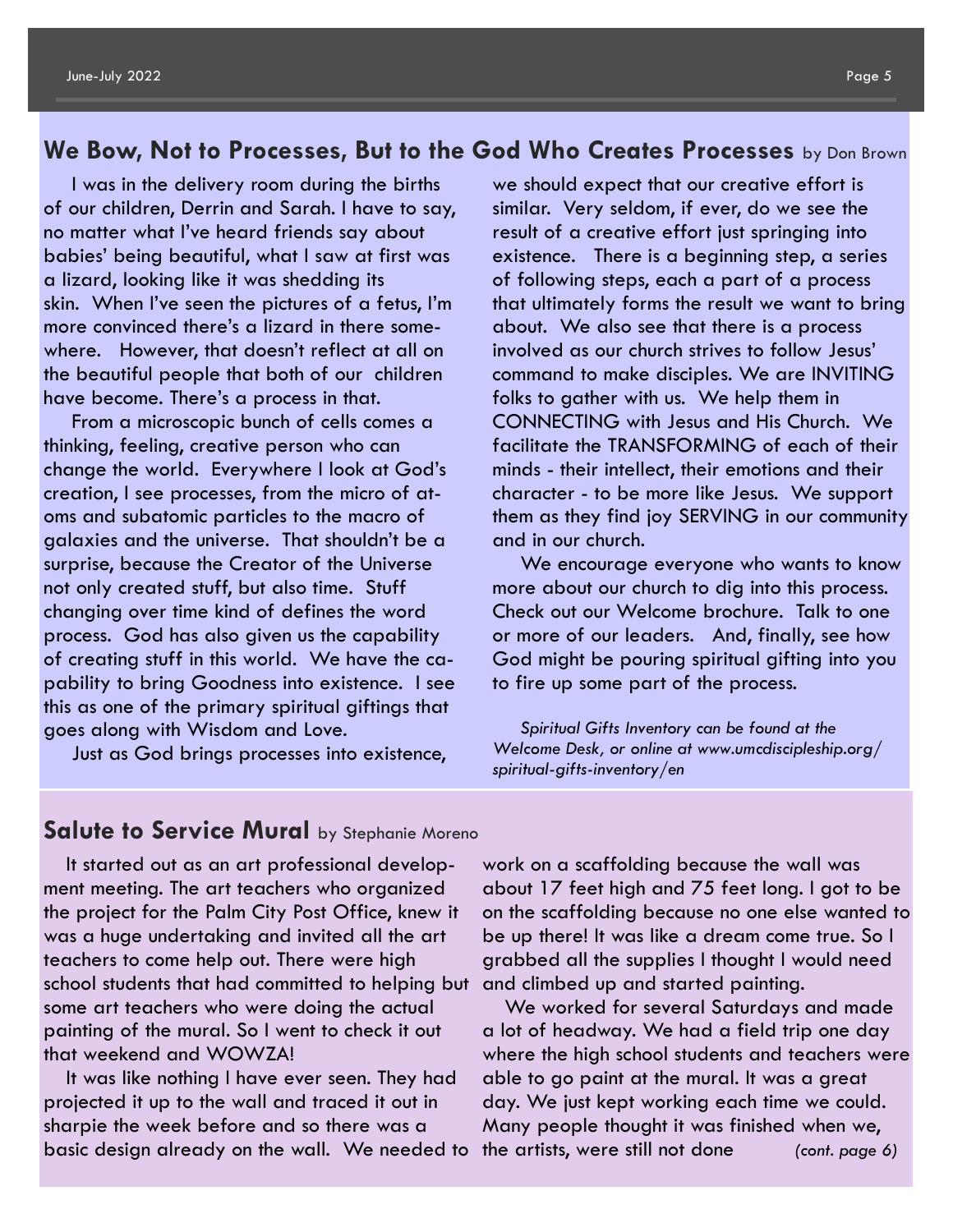## We Bow, Not to Processes, But to the God Who Creates Processes by Don Brown

I was in the delivery room during the births of our children, Derrin and Sarah. I have to say, no matter what I've heard friends say about babies' being beautiful, what I saw at first was a lizard, looking like it was shedding its skin. When I've seen the pictures of a fetus, I'm more convinced there's a lizard in there somewhere. However, that doesn't reflect at all on the beautiful people that both of our children have become. There's a process in that.

From a microscopic bunch of cells comes a thinking, feeling, creative person who can change the world. Everywhere I look at God's creation, I see processes, from the micro of atoms and subatomic particles to the macro of galaxies and the universe. That shouldn't be a surprise, because the Creator of the Universe not only created stuff, but also time. Stuff changing over time kind of defines the word process. God has also given us the capability of creating stuff in this world. We have the capability to bring Goodness into existence. I see this as one of the primary spiritual giftings that goes along with Wisdom and Love.

Just as God brings processes into existence, we should expect that our creative effort is similar. Very seldom, if ever, do we see the result of a creative effort just springing into existence. There is a beginning step, a series of following steps, each a part of a process that ultimately forms the result we want to bring about. We also see that there is a process involved as our church strives to follow Jesus' command to make disciples. We are INVITING folks to gather with us. We help them in CONNECTING with Jesus and His Church. We facilitate the TRANSFORMING of each of their minds - their intellect, their emotions and their character - to be more like Jesus. We support them as they find joy SERVING in our community and in our church.

We encourage everyone who wants to know more about our church to dig into this process. Check out our Welcome brochure. Talk to one or more of our leaders. And, finally, see how God might be pouring spiritual gifting into you to fire up some part of the process.

*Spiritual Gifts Inventory can be found at the Welcome Desk, or online at www.umcdiscipleship.org/spiritual-gifts-inventory/en*

## Salute to Service Mural by Stephanie Moreno

It started out as an art professional development meeting. The art teachers who organized the project for the Palm City Post Office, knew it was a huge undertaking and invited all the art teachers to come help out. There were high school students that had committed to helping but some art teachers who were doing the actual painting of the mural. So I went to check it out that weekend and WOWZA!

It was like nothing I have ever seen. They had projected it up to the wall and traced it out in sharpie the week before and so there was a basic design already on the wall. We needed to work on a scaffolding because the wall was about 17 feet high and 75 feet long. I got to be on the scaffolding because no one else wanted to be up there! It was like a dream come true. So I grabbed all the supplies I thought I would need and climbed up and started painting.

We worked for several Saturdays and made a lot of headway. We had a field trip one day where the high school students and teachers were able to go paint at the mural. It was a great day. We just kept working each time we could. Many people thought it was finished when we, the artists, were still not done *(cont. page 6)*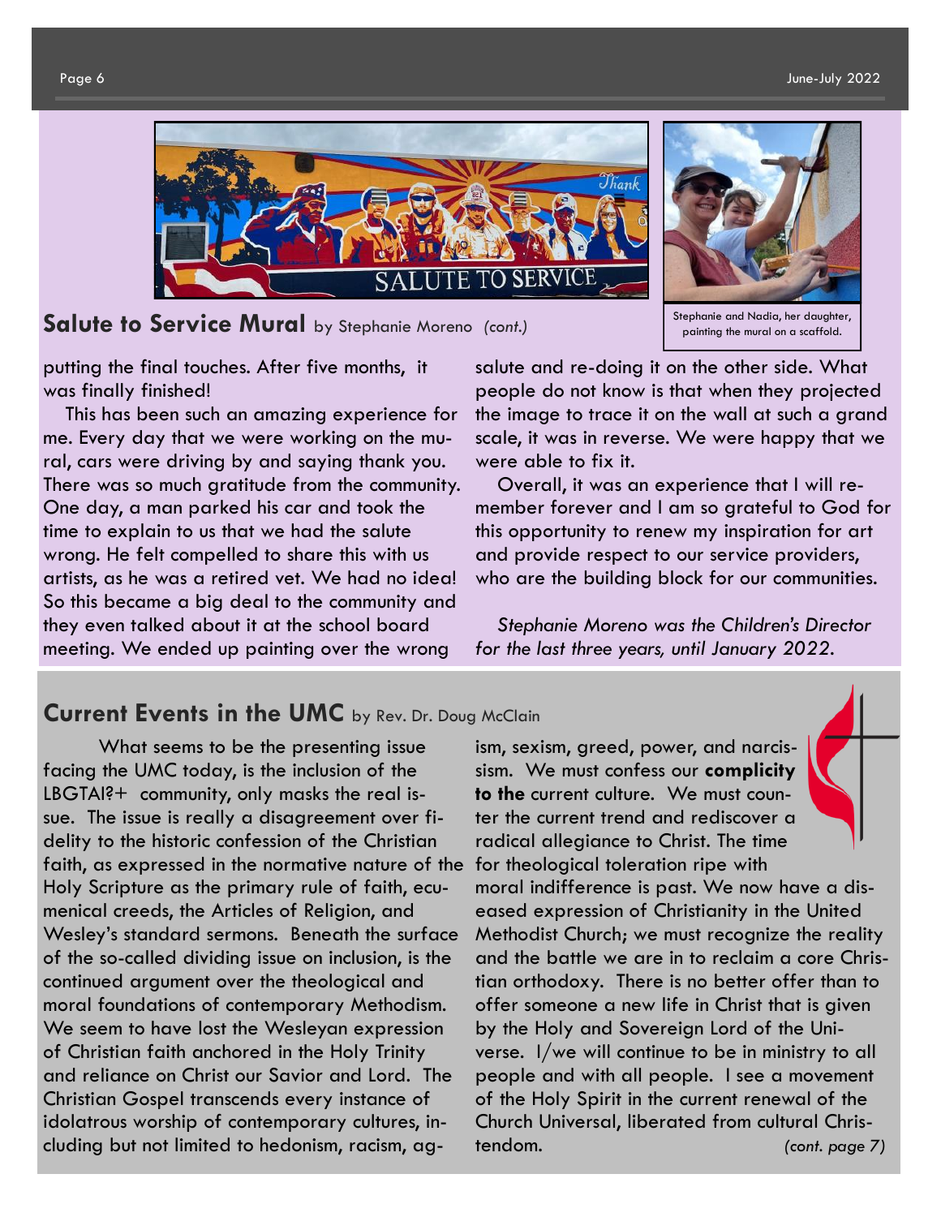## Salute to Service Mural by Stephanie Moreno *(cont.)*

Stephanie and Nadia, her daughter, painting the mural on a scaffold.

putting the final touches. After five months, it was finally finished!

This has been such an amazing experience for me. Every day that we were working on the mural, cars were driving by and saying thank you. There was so much gratitude from the community. One day, a man parked his car and took the time to explain to us that we had the salute wrong. He felt compelled to share this with us artists, as he was a retired vet. We had no idea! So this became a big deal to the community and they even talked about it at the school board meeting. We ended up painting over the wrong salute and re-doing it on the other side. What people do not know is that when they projected the image to trace it on the wall at such a grand scale, it was in reverse. We were happy that we were able to fix it.

Overall, it was an experience that I will remember forever and I am so grateful to God for this opportunity to renew my inspiration for art and provide respect to our service providers, who are the building block for our communities.

*Stephanie Moreno was the Children's Director for the last three years, until January 2022.*

## Current Events in the UMC by Rev. Dr. Doug McClain

What seems to be the presenting issue facing the UMC today, is the inclusion of the LBGTAI?+ community, only masks the real issue. The issue is really a disagreement over fidelity to the historic confession of the Christian faith, as expressed in the normative nature of the Holy Scripture as the primary rule of faith, ecumenical creeds, the Articles of Religion, and Wesley's standard sermons. Beneath the surface of the so-called dividing issue on inclusion, is the continued argument over the theological and moral foundations of contemporary Methodism. We seem to have lost the Wesleyan expression of Christian faith anchored in the Holy Trinity and reliance on Christ our Savior and Lord. The Christian Gospel transcends every instance of idolatrous worship of contemporary cultures, including but not limited to hedonism, racism, ageism, sexism, greed, power, and narcissism. We must confess our **complicity to the** current culture. We must counter the current trend and rediscover a radical allegiance to Christ. The time for theological toleration ripe with moral indifference is past. We now have a diseased expression of Christianity in the United Methodist Church; we must recognize the reality and the battle we are in to reclaim a core Christian orthodoxy. There is no better offer than to offer someone a new life in Christ that is given by the Holy and Sovereign Lord of the Universe. I/we will continue to be in ministry to all people and with all people. I see a movement of the Holy Spirit in the current renewal of the Church Universal, liberated from cultural Christendom. *(cont. page 7)*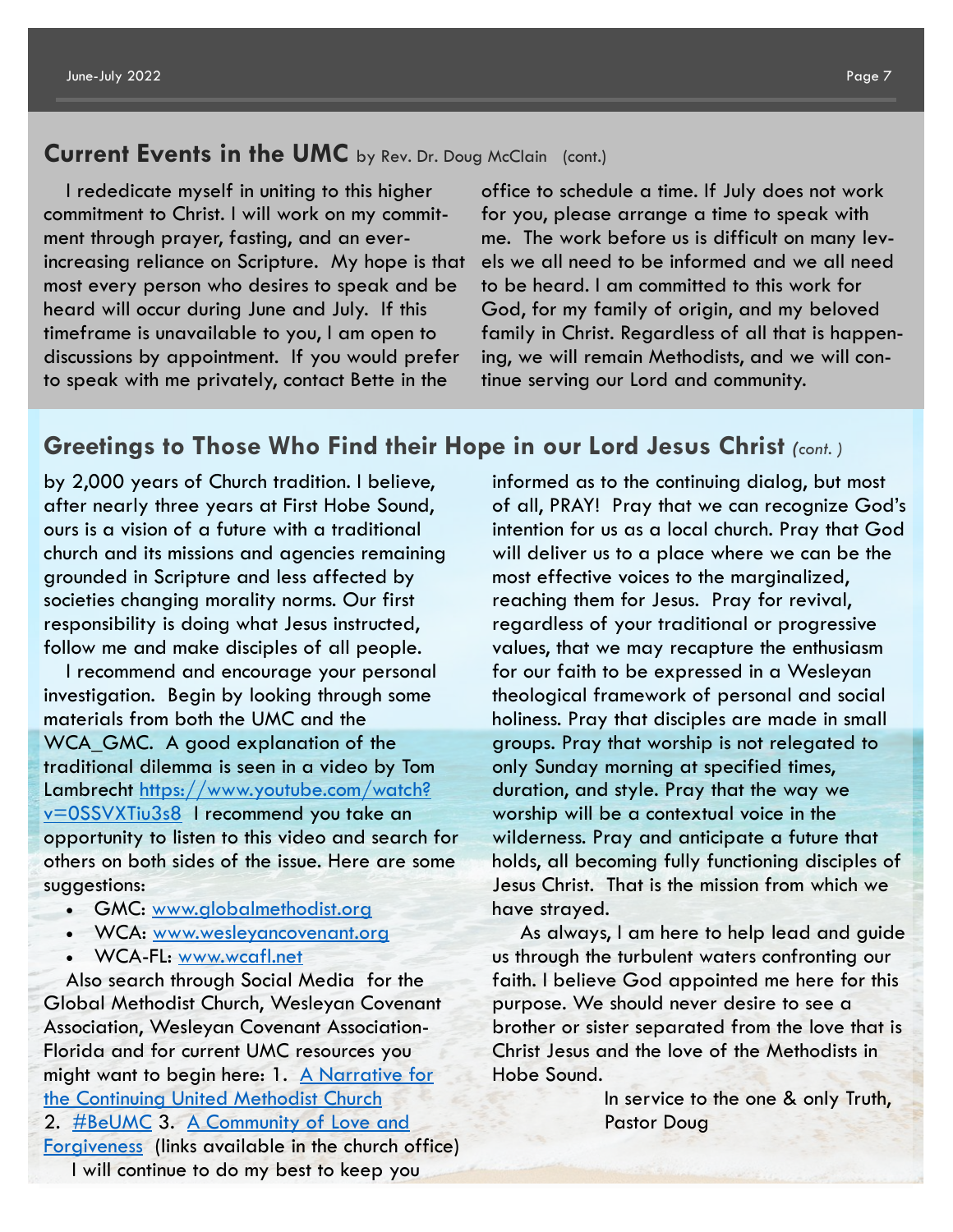## Current Events in the UMC by Rev. Dr. Doug McClain (cont.)

I rededicate myself in uniting to this higher commitment to Christ. I will work on my commitment through prayer, fasting, and an ever-increasing reliance on Scripture. My hope is that most every person who desires to speak and be heard will occur during June and July. If this timeframe is unavailable to you, I am open to discussions by appointment. If you would prefer to speak with me privately, contact Bette in the office to schedule a time. If July does not work for you, please arrange a time to speak with me. The work before us is difficult on many levels we all need to be informed and we all need to be heard. I am committed to this work for God, for my family of origin, and my beloved family in Christ. Regardless of all that is happening, we will remain Methodists, and we will continue serving our Lord and community.

## Greetings to Those Who Find their Hope in our Lord Jesus Christ *(cont. )*

by 2,000 years of Church tradition. I believe, after nearly three years at First Hobe Sound, ours is a vision of a future with a traditional church and its missions and agencies remaining grounded in Scripture and less affected by societies changing morality norms. Our first responsibility is doing what Jesus instructed, follow me and make disciples of all people.

I recommend and encourage your personal investigation. Begin by looking through some materials from both the UMC and the WCA_GMC. A good explanation of the traditional dilemma is seen in a video by Tom Lambrecht [https://www.youtube.com/watch?v=0SSVXTiu3s8](https://www.youtube.com/watch?v=0SSVXTiu3s8) I recommend you take an opportunity to listen to this video and search for others on both sides of the issue. Here are some suggestions:

- GMC: [www.globalmethodist.org](http://www.globalmethodist.org)
- WCA: [www.wesleyancovenant.org](http://www.wesleyancovenant.org)
- WCA-FL: [www.wcafl.net](http://www.wcafl.net)

Also search through Social Media for the Global Methodist Church, Wesleyan Covenant Association, Wesleyan Covenant Association-Florida and for current UMC resources you might want to begin here: 1. A Narrative for the Continuing United Methodist Church 2. #BeUMC 3. A Community of Love and Forgiveness (links available in the church office)

I will continue to do my best to keep you informed as to the continuing dialog, but most of all, PRAY! Pray that we can recognize God's intention for us as a local church. Pray that God will deliver us to a place where we can be the most effective voices to the marginalized, reaching them for Jesus. Pray for revival, regardless of your traditional or progressive values, that we may recapture the enthusiasm for our faith to be expressed in a Wesleyan theological framework of personal and social holiness. Pray that disciples are made in small groups. Pray that worship is not relegated to only Sunday morning at specified times, duration, and style. Pray that the way we worship will be a contextual voice in the wilderness. Pray and anticipate a future that holds, all becoming fully functioning disciples of Jesus Christ. That is the mission from which we have strayed.

As always, I am here to help lead and guide us through the turbulent waters confronting our faith. I believe God appointed me here for this purpose. We should never desire to see a brother or sister separated from the love that is Christ Jesus and the love of the Methodists in Hobe Sound.

In service to the one & only Truth,
Pastor Doug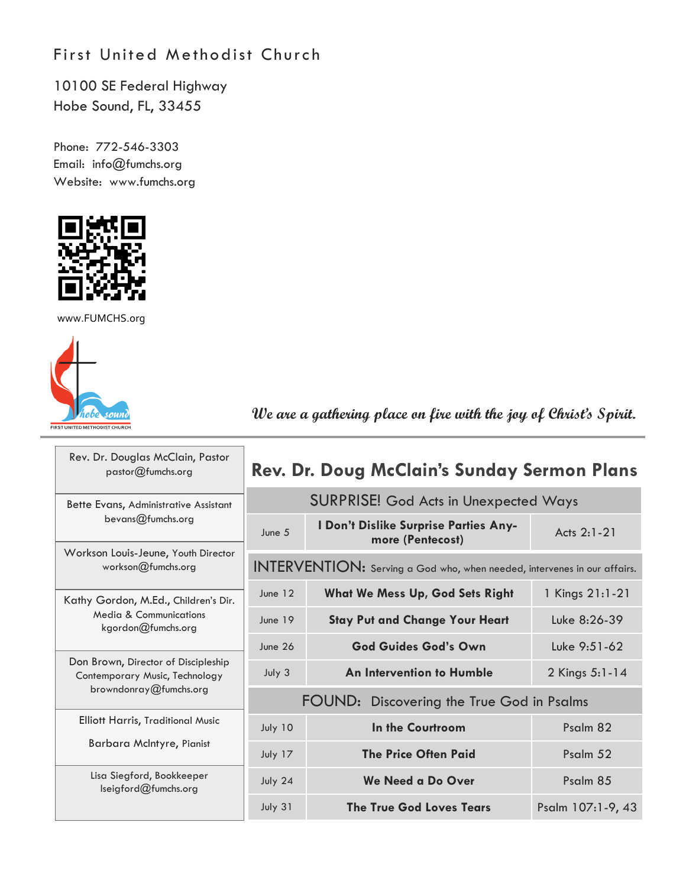# First United Methodist Church

10100 SE Federal Highway
Hobe Sound, FL, 33455

Phone: 772-546-3303
Email: info@fumchs.org
Website: www.fumchs.org

www.FUMCHS.org

hobe sound
FIRST UNITED METHODIST CHURCH

*We are a gathering place on fire with the joy of Christ's Spirit.*

Rev. Dr. Douglas McClain, Pastor
pastor@fumchs.org

Bette Evans, Administrative Assistant
bevans@fumchs.org

Workson Louis-Jeune, Youth Director
workson@fumchs.org

Kathy Gordon, M.Ed., Children's Dir.
Media & Communications
kgordon@fumchs.org

Don Brown, Director of Discipleship
Contemporary Music, Technology
browndonray@fumchs.org

Elliott Harris, Traditional Music

Barbara McIntyre, Pianist

Lisa Siegford, Bookkeeper
lseigford@fumchs.org

## Rev. Dr. Doug McClain's Sunday Sermon Plans

| | | |
|---|---|---|
| SURPRISE! God Acts in Unexpected Ways | | |
| June 5 | **I Don't Dislike Surprise Parties Anymore (Pentecost)** | Acts 2:1-21 |
| INTERVENTION: Serving a God who, when needed, intervenes in our affairs. | | |
| June 12 | **What We Mess Up, God Sets Right** | 1 Kings 21:1-21 |
| June 19 | **Stay Put and Change Your Heart** | Luke 8:26-39 |
| June 26 | **God Guides God's Own** | Luke 9:51-62 |
| July 3 | **An Intervention to Humble** | 2 Kings 5:1-14 |
| FOUND: Discovering the True God in Psalms | | |
| July 10 | **In the Courtroom** | Psalm 82 |
| July 17 | **The Price Often Paid** | Psalm 52 |
| July 24 | **We Need a Do Over** | Psalm 85 |
| July 31 | **The True God Loves Tears** | Psalm 107:1-9, 43 |